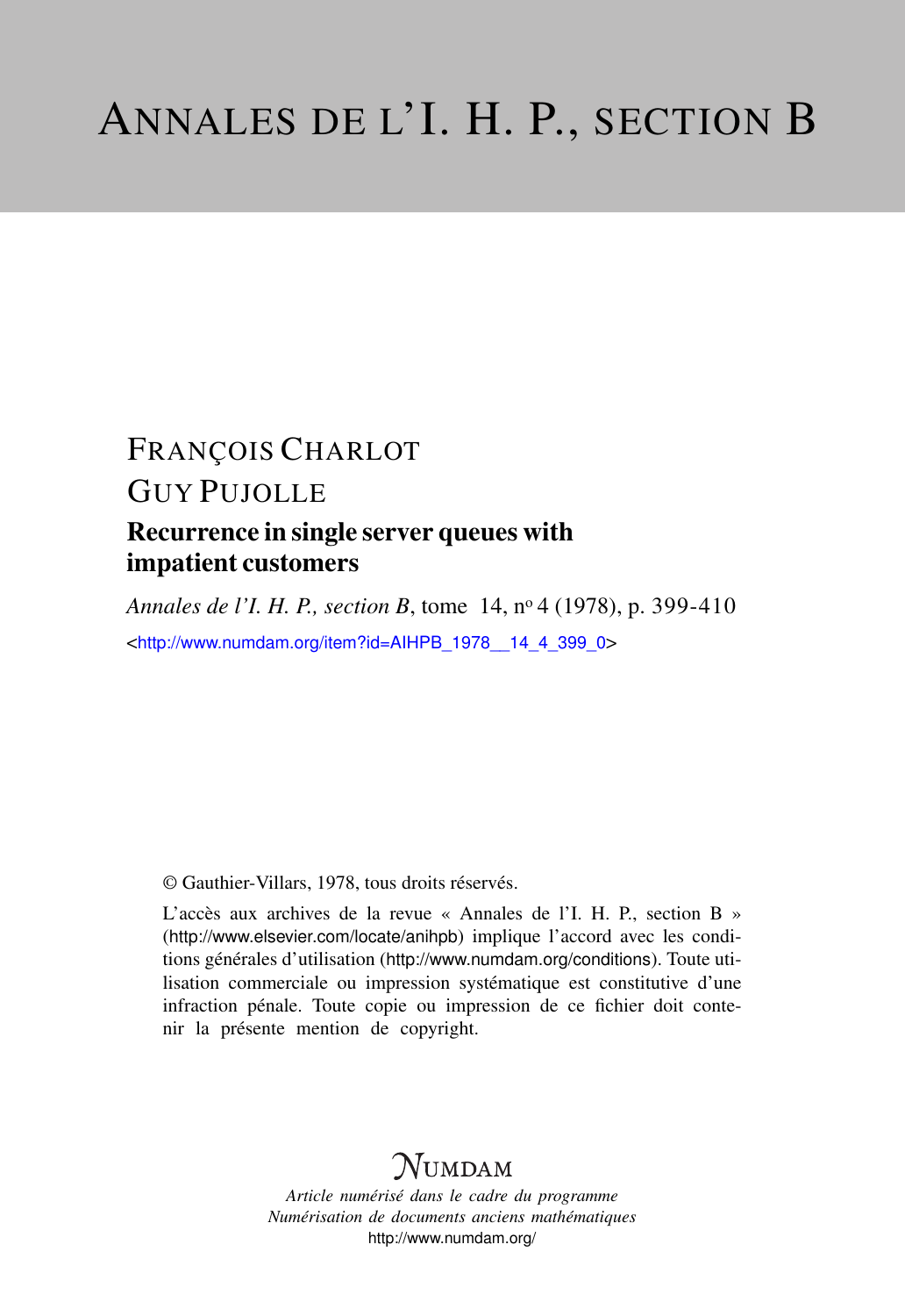# ANNALES DE L'I. H. P., SECTION B

FRANÇOIS CHARLOT

GUY PUJOLLE

## Recurrence in single server queues with impatient customers

*Annales de l'I. H. P., section B*, tome 14, n° 4 (1978), p. 399-410

<http://www.numdam.org/item?id=AIHPB_1978__14_4_399_0>

© Gauthier-Villars, 1978, tous droits réservés.

L'accès aux archives de la revue « Annales de l'I. H. P., section B » (http://www.elsevier.com/locate/anihpb) implique l'accord avec les conditions générales d'utilisation (http://www.numdam.org/conditions). Toute utilisation commerciale ou impression systématique est constitutive d'une infraction pénale. Toute copie ou impression de ce fichier doit contenir la présente mention de copyright.

NUMDAM

*Article numérisé dans le cadre du programme*
*Numérisation de documents anciens mathématiques*
http://www.numdam.org/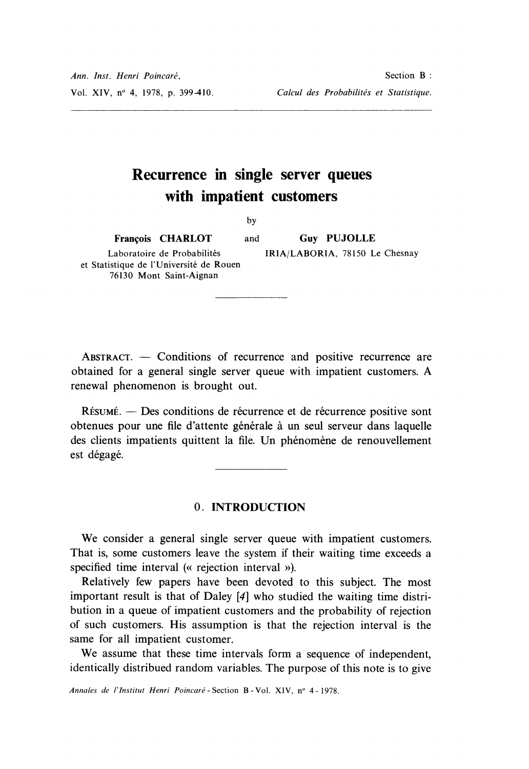# Recurrence in single server queues with impatient customers

by

**François CHARLOT** and **Guy PUJOLLE**

Laboratoire de Probabilités et Statistique de l'Université de Rouen 76130 Mont Saint-Aignan

IRIA/LABORIA, 78150 Le Chesnay

---

ABSTRACT. — Conditions of recurrence and positive recurrence are obtained for a general single server queue with impatient customers. A renewal phenomenon is brought out.

RÉSUMÉ. — Des conditions de récurrence et de récurrence positive sont obtenues pour une file d'attente générale à un seul serveur dans laquelle des clients impatients quittent la file. Un phénomène de renouvellement est dégagé.

---

## 0. INTRODUCTION

We consider a general single server queue with impatient customers. That is, some customers leave the system if their waiting time exceeds a specified time interval (« rejection interval »).

Relatively few papers have been devoted to this subject. The most important result is that of Daley [4] who studied the waiting time distribution in a queue of impatient customers and the probability of rejection of such customers. His assumption is that the rejection interval is the same for all impatient customer.

We assume that these time intervals form a sequence of independent, identically distribued random variables. The purpose of this note is to give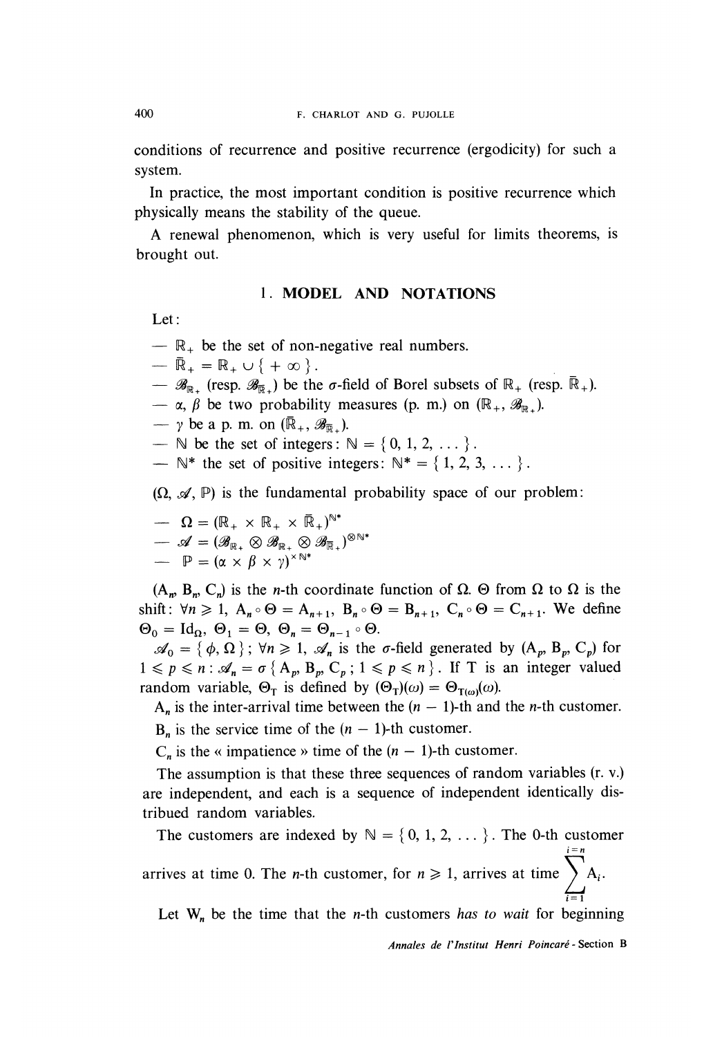conditions of recurrence and positive recurrence (ergodicity) for such a system.

In practice, the most important condition is positive recurrence which physically means the stability of the queue.

A renewal phenomenon, which is very useful for limits theorems, is brought out.

## 1. MODEL AND NOTATIONS

Let:

- $\mathbb{R}_+$ be the set of non-negative real numbers.
- $\bar{\mathbb{R}}_+ = \mathbb{R}_+ \cup \{+\infty\}$.
- $\mathscr{B}_{\mathbb{R}_+}$ (resp. $\mathscr{B}_{\bar{\mathbb{R}}_+}$) be the $\sigma$-field of Borel subsets of $\mathbb{R}_+$ (resp. $\bar{\mathbb{R}}_+$).
- $\alpha$, $\beta$ be two probability measures (p. m.) on $(\mathbb{R}_+, \mathscr{B}_{\mathbb{R}_+})$.
- $\gamma$ be a p. m. on $(\bar{\mathbb{R}}_+, \mathscr{B}_{\bar{\mathbb{R}}_+})$.
- $\mathbb{N}$ be the set of integers: $\mathbb{N} = \{0, 1, 2, \dots\}$.
- $\mathbb{N}^*$ the set of positive integers: $\mathbb{N}^* = \{1, 2, 3, \dots\}$.

$(\Omega, \mathscr{A}, \mathbb{P})$ is the fundamental probability space of our problem:

- $\Omega = (\mathbb{R}_+ \times \mathbb{R}_+ \times \bar{\mathbb{R}}_+)^{\mathbb{N}^*}$
- $\mathscr{A} = (\mathscr{B}_{\mathbb{R}_+} \otimes \mathscr{B}_{\mathbb{R}_+} \otimes \mathscr{B}_{\bar{\mathbb{R}}_+})^{\otimes \mathbb{N}^*}$
- $\mathbb{P} = (\alpha \times \beta \times \gamma)^{\times \mathbb{N}^*}$

$(A_n, B_n, C_n)$ is the $n$-th coordinate function of $\Omega$. $\Theta$ from $\Omega$ to $\Omega$ is the shift: $\forall n \geq 1$, $A_n \circ \Theta = A_{n+1}$, $B_n \circ \Theta = B_{n+1}$, $C_n \circ \Theta = C_{n+1}$. We define $\Theta_0 = \mathrm{Id}_\Omega$, $\Theta_1 = \Theta$, $\Theta_n = \Theta_{n-1} \circ \Theta$.

$\mathscr{A}_0 = \{\phi, \Omega\}$; $\forall n \geq 1$, $\mathscr{A}_n$ is the $\sigma$-field generated by $(A_p, B_p, C_p)$ for $1 \leq p \leq n$: $\mathscr{A}_n = \sigma\{A_p, B_p, C_p; 1 \leq p \leq n\}$. If T is an integer valued random variable, $\Theta_T$ is defined by $(\Theta_T)(\omega) = \Theta_{T(\omega)}(\omega)$.

$A_n$ is the inter-arrival time between the $(n-1)$-th and the $n$-th customer.

$B_n$ is the service time of the $(n-1)$-th customer.

$C_n$ is the « impatience » time of the $(n-1)$-th customer.

The assumption is that these three sequences of random variables (r. v.) are independent, and each is a sequence of independent identically distributed random variables.

The customers are indexed by $\mathbb{N} = \{0, 1, 2, \dots\}$. The 0-th customer arrives at time 0. The $n$-th customer, for $n \geq 1$, arrives at time $\sum_{i=1}^{i=n} A_i$.

Let $W_n$ be the time that the $n$-th customers *has to wait* for beginning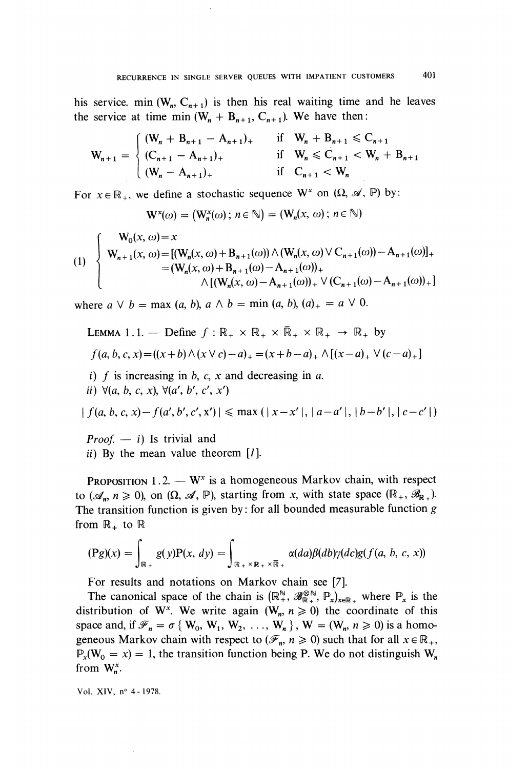his service. $\min(W_n, C_{n+1})$ is then his real waiting time and he leaves the service at time $\min(W_n + B_{n+1}, C_{n+1})$. We have then:

$$
W_{n+1} = \begin{cases} (W_n + B_{n+1} - A_{n+1})_+ & \text{if } W_n + B_{n+1} \leqslant C_{n+1} \\ (C_{n+1} - A_{n+1})_+ & \text{if } W_n \leqslant C_{n+1} < W_n + B_{n+1} \\ (W_n - A_{n+1})_+ & \text{if } C_{n+1} < W_n \end{cases}
$$

For $x \in \mathbb{R}_+$, we define a stochastic sequence $W^x$ on $(\Omega, \mathscr{A}, \mathbb{P})$ by:

$$
W^x(\omega) = (W_n^x(\omega) ; n \in \mathbb{N}) = (W_n(x, \omega) ; n \in \mathbb{N})
$$

$$
(1) \quad \begin{cases} W_0(x, \omega) = x \\ W_{n+1}(x, \omega) = [(W_n(x, \omega) + B_{n+1}(\omega)) \wedge (W_n(x, \omega) \vee C_{n+1}(\omega)) - A_{n+1}(\omega)]_+ \\ \qquad = (W_n(x, \omega) + B_{n+1}(\omega) - A_{n+1}(\omega))_+ \\ \qquad \quad \wedge [(W_n(x, \omega) - A_{n+1}(\omega))_+ \vee (C_{n+1}(\omega) - A_{n+1}(\omega))_+] \end{cases}
$$

where $a \vee b = \max(a, b)$, $a \wedge b = \min(a, b)$, $(a)_+ = a \vee 0$.

LEMMA 1.1. — Define $f : \mathbb{R}_+ \times \mathbb{R}_+ \times \bar{\mathbb{R}}_+ \times \mathbb{R}_+ \to \mathbb{R}_+$ by

$$
f(a, b, c, x) = ((x + b) \wedge (x \vee c) - a)_+ = (x + b - a)_+ \wedge [(x - a)_+ \vee (c - a)_+]
$$

*i)* $f$ is increasing in $b$, $c$, $x$ and decreasing in $a$.

*ii)* $\forall (a, b, c, x)$, $\forall (a', b', c', x')$

$$
| f(a, b, c, x) - f(a', b', c', x') | \leqslant \max(|x - x'|, |a - a'|, |b - b'|, |c - c'|)
$$

*Proof.* — *i)* Is trivial and

*ii)* By the mean value theorem [1].

PROPOSITION 1.2. — $W^x$ is a homogeneous Markov chain, with respect to $(\mathscr{A}_n, n \geqslant 0)$, on $(\Omega, \mathscr{A}, \mathbb{P})$, starting from $x$, with state space $(\mathbb{R}_+, \mathscr{B}_{\mathbb{R}_+})$. The transition function is given by: for all bounded measurable function $g$ from $\mathbb{R}_+$ to $\mathbb{R}$

$$
(Pg)(x) = \int_{\mathbb{R}_+} g(y) P(x, dy) = \int_{\mathbb{R}_+ \times \mathbb{R}_+ \times \bar{\mathbb{R}}_+} \alpha(da) \beta(db) \gamma(dc) g(f(a, b, c, x))
$$

For results and notations on Markov chain see [7].

The canonical space of the chain is $(\mathbb{R}_+^{\mathbb{N}}, \mathscr{B}_{\mathbb{R}_+}^{\otimes \mathbb{N}}, \mathbb{P}_x)_{x \in \mathbb{R}_+}$ where $\mathbb{P}_x$ is the distribution of $W^x$. We write again $(W_n, n \geqslant 0)$ the coordinate of this space and, if $\mathscr{F}_n = \sigma\{W_0, W_1, W_2, \ldots, W_n\}$, $W = (W_n, n \geqslant 0)$ is a homogeneous Markov chain with respect to $(\mathscr{F}_n, n \geqslant 0)$ such that for all $x \in \mathbb{R}_+$, $\mathbb{P}_x(W_0 = x) = 1$, the transition function being P. We do not distinguish $W_n$ from $W_n^x$.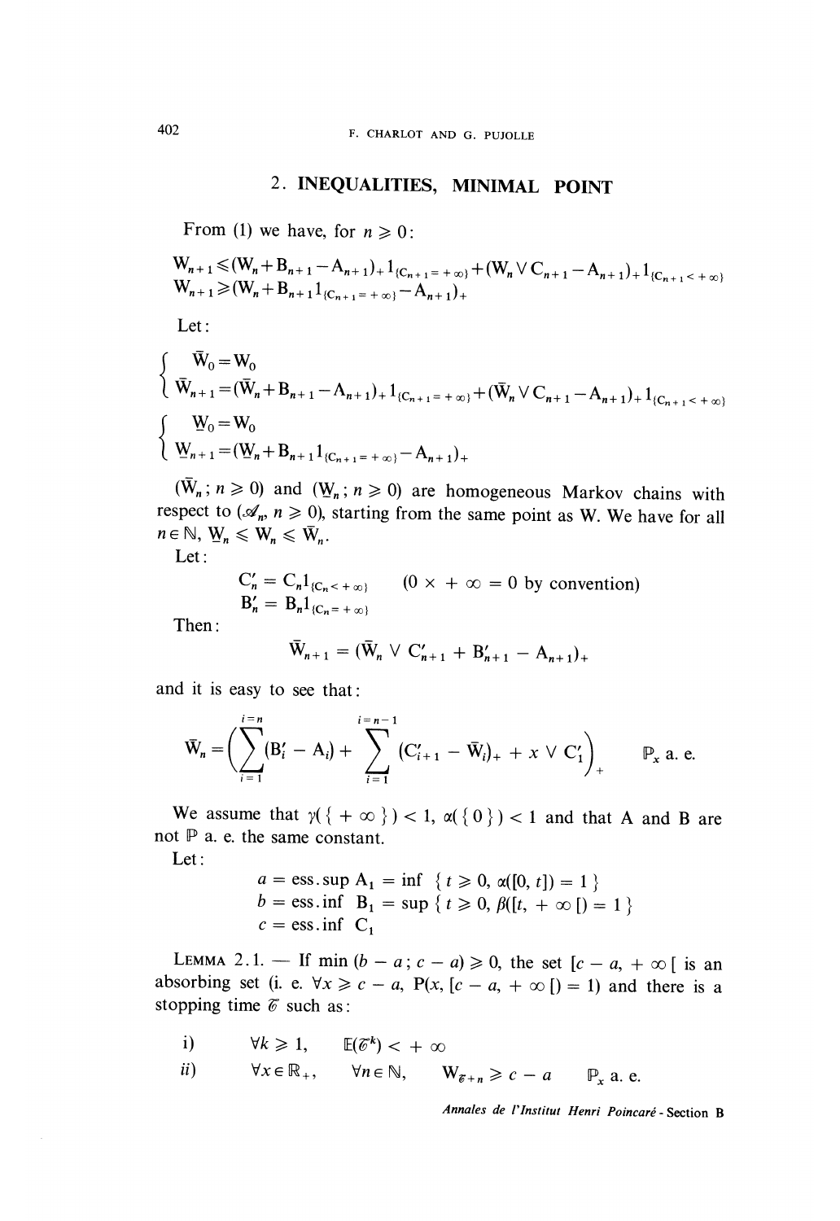## 2. INEQUALITIES, MINIMAL POINT

From (1) we have, for $n \geqslant 0$:

$$W_{n+1} \leqslant (W_n + B_{n+1} - A_{n+1})_+ 1_{\{C_{n+1} = +\infty\}} + (W_n \vee C_{n+1} - A_{n+1})_+ 1_{\{C_{n+1} < +\infty\}}$$
$$W_{n+1} \geqslant (W_n + B_{n+1} 1_{\{C_{n+1} = +\infty\}} - A_{n+1})_+$$

Let:

$$\begin{cases} \bar{W}_0 = W_0 \\ \bar{W}_{n+1} = (\bar{W}_n + B_{n+1} - A_{n+1})_+ 1_{\{C_{n+1} = +\infty\}} + (\bar{W}_n \vee C_{n+1} - A_{n+1})_+ 1_{\{C_{n+1} < +\infty\}} \end{cases}$$

$$\begin{cases} \underline{W}_0 = W_0 \\ \underline{W}_{n+1} = (\underline{W}_n + B_{n+1} 1_{\{C_{n+1} = +\infty\}} - A_{n+1})_+ \end{cases}$$

$(\bar{W}_n ; n \geqslant 0)$ and $(\underline{W}_n ; n \geqslant 0)$ are homogeneous Markov chains with respect to $(\mathscr{A}_n, n \geqslant 0)$, starting from the same point as W. We have for all $n \in \mathbb{N}$, $\underline{W}_n \leqslant W_n \leqslant \bar{W}_n$.

Let:

$$C'_n = C_n 1_{\{C_n < +\infty\}} \qquad (0 \times +\infty = 0 \text{ by convention})$$
$$B'_n = B_n 1_{\{C_n = +\infty\}}$$

Then:

$$\bar{W}_{n+1} = (\bar{W}_n \vee C'_{n+1} + B'_{n+1} - A_{n+1})_+$$

and it is easy to see that:

$$\bar{W}_n = \left( \sum_{i=1}^{i=n} (B'_i - A_i) + \sum_{i=1}^{i=n-1} (C'_{i+1} - \bar{W}_i)_+ + x \vee C'_1 \right)_+ \qquad \mathbb{P}_x \text{ a. e.}$$

We assume that $\gamma(\{+\infty\}) < 1$, $\alpha(\{0\}) < 1$ and that A and B are not $\mathbb{P}$ a. e. the same constant.

Let:

$$a = \text{ess.sup } A_1 = \inf \{ t \geqslant 0, \alpha([0, t]) = 1 \}$$
$$b = \text{ess.inf } B_1 = \sup \{ t \geqslant 0, \beta([t, +\infty[) = 1 \}$$
$$c = \text{ess.inf } C_1$$

LEMMA 2.1. — If $\min(b - a ; c - a) \geqslant 0$, the set $[c - a, +\infty[$ is an absorbing set (i. e. $\forall x \geqslant c - a$, $P(x, [c - a, +\infty[) = 1$) and there is a stopping time $\mathscr{C}$ such as:

i) $\forall k \geqslant 1, \quad \mathbb{E}(\mathscr{C}^k) < +\infty$

ii) $\forall x \in \mathbb{R}_+, \quad \forall n \in \mathbb{N}, \quad W_{\mathscr{C}+n} \geqslant c - a \qquad \mathbb{P}_x$ a. e.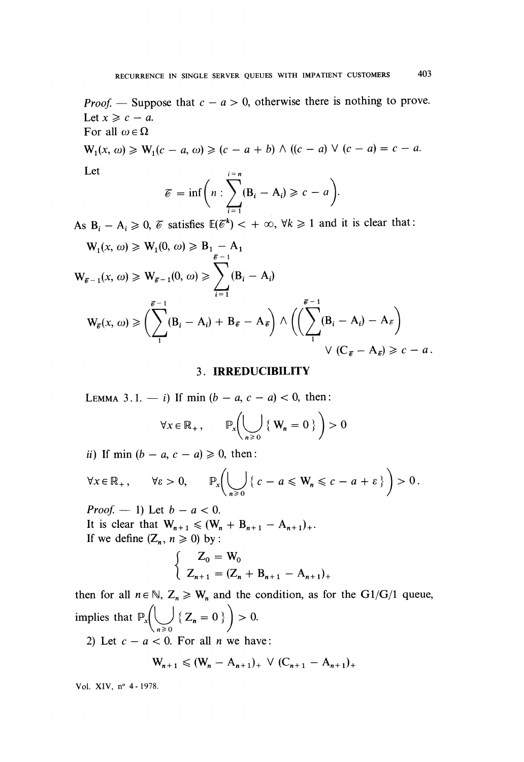*Proof.* — Suppose that $c - a > 0$, otherwise there is nothing to prove.

Let $x \geqslant c - a$.

For all $\omega \in \Omega$

$$W_1(x, \omega) \geqslant W_1(c - a, \omega) \geqslant (c - a + b) \wedge ((c - a) \vee (c - a) = c - a.$$

Let

$$\mathscr{T} = \inf\left(n : \sum_{i=1}^{i=n} (B_i - A_i) \geqslant c - a\right).$$

As $B_i - A_i \geqslant 0$, $\mathscr{T}$ satisfies $\mathbb{E}(\mathscr{T}^k) < +\infty$, $\forall k \geqslant 1$ and it is clear that:

$$W_1(x, \omega) \geqslant W_1(0, \omega) \geqslant B_1 - A_1$$

$$W_{\mathscr{T}-1}(x, \omega) \geqslant W_{\mathscr{T}-1}(0, \omega) \geqslant \sum_{i=1}^{\mathscr{T}-1} (B_i - A_i)$$

$$W_{\mathscr{T}}(x, \omega) \geqslant \left(\sum_{1}^{\mathscr{T}-1} (B_i - A_i) + B_{\mathscr{T}} - A_{\mathscr{T}}\right) \wedge \left(\left(\sum_{1}^{\mathscr{T}-1} (B_i - A_i) - A_{\mathscr{T}}\right) \vee (C_{\mathscr{T}} - A_{\mathscr{T}}\right) \geqslant c - a.$$

## 3. IRREDUCIBILITY

LEMMA 3.1. — *i)* If $\min(b - a, c - a) < 0$, then:

$$\forall x \in \mathbb{R}_+, \qquad \mathbb{P}_x\left(\bigcup_{n \geqslant 0} \{ W_n = 0 \}\right) > 0$$

*ii)* If $\min(b - a, c - a) \geqslant 0$, then:

$$\forall x \in \mathbb{R}_+, \qquad \forall \varepsilon > 0, \qquad \mathbb{P}_x\left(\bigcup_{n \geqslant 0} \{ c - a \leqslant W_n \leqslant c - a + \varepsilon \}\right) > 0.$$

*Proof.* — 1) Let $b - a < 0$.

It is clear that $W_{n+1} \leqslant (W_n + B_{n+1} - A_{n+1})_+$.

If we define $(Z_n, n \geqslant 0)$ by:

$$\begin{cases} Z_0 = W_0 \\ Z_{n+1} = (Z_n + B_{n+1} - A_{n+1})_+ \end{cases}$$

then for all $n \in \mathbb{N}$, $Z_n \geqslant W_n$ and the condition, as for the G1/G/1 queue, implies that $\mathbb{P}_x\left(\bigcup_{n \geqslant 0} \{ Z_n = 0 \}\right) > 0$.

2) Let $c - a < 0$. For all $n$ we have:

$$W_{n+1} \leqslant (W_n - A_{n+1})_+ \vee (C_{n+1} - A_{n+1})_+$$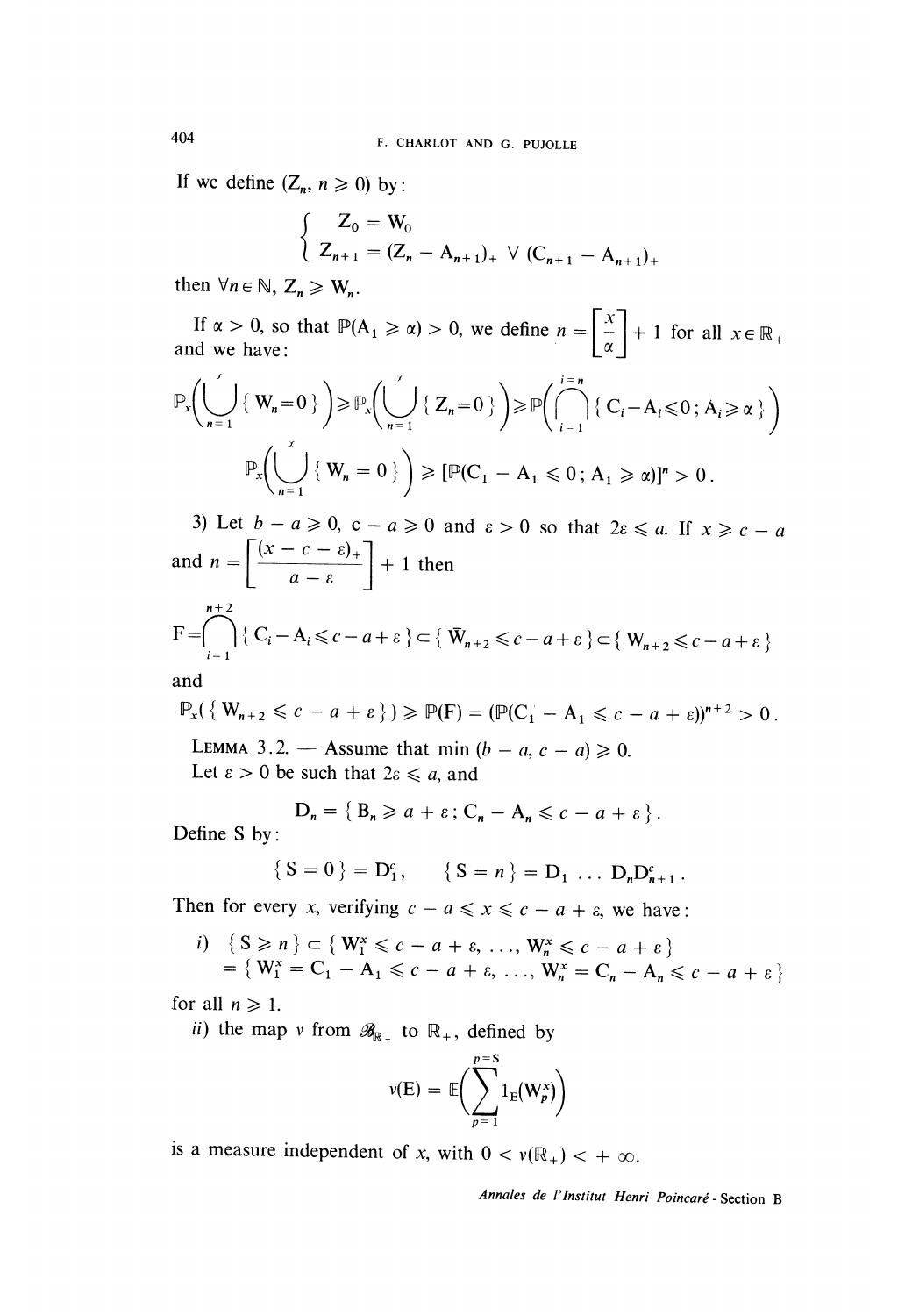If we define $(Z_n, n \geqslant 0)$ by:

$$\begin{cases} Z_0 = W_0 \\ Z_{n+1} = (Z_n - A_{n+1})_+ \vee (C_{n+1} - A_{n+1})_+ \end{cases}$$

then $\forall n \in \mathbb{N}$, $Z_n \geqslant W_n$.

If $\alpha > 0$, so that $\mathbb{P}(A_1 \geqslant \alpha) > 0$, we define $n = \left[\dfrac{x}{\alpha}\right] + 1$ for all $x \in \mathbb{R}_+$ and we have:

$$\mathbb{P}_x\left(\bigcup_{n=1}^{\prime}\{W_n = 0\}\right) \geqslant \mathbb{P}_x\left(\bigcup_{n=1}^{\prime}\{Z_n = 0\}\right) \geqslant \mathbb{P}\left(\bigcap_{i=1}^{i=n}\{C_i - A_i \leqslant 0 ; A_i \geqslant \alpha\}\right)$$

$$\mathbb{P}_x\left(\bigcup_{n=1}^{x}\{W_n = 0\}\right) \geqslant [\mathbb{P}(C_1 - A_1 \leqslant 0 ; A_1 \geqslant \alpha)]^n > 0 .$$

3) Let $b - a \geqslant 0$, $c - a \geqslant 0$ and $\varepsilon > 0$ so that $2\varepsilon \leqslant a$. If $x \geqslant c - a$ and $n = \left[\dfrac{(x - c - \varepsilon)_+}{a - \varepsilon}\right] + 1$ then

$$F = \bigcap_{i=1}^{n+2}\{C_i - A_i \leqslant c - a + \varepsilon\} \subset \{\bar{W}_{n+2} \leqslant c - a + \varepsilon\} \subset \{W_{n+2} \leqslant c - a + \varepsilon\}$$

and

$$\mathbb{P}_x(\{W_{n+2} \leqslant c - a + \varepsilon\}) \geqslant \mathbb{P}(F) = (\mathbb{P}(C_1 - A_1 \leqslant c - a + \varepsilon))^{n+2} > 0 .$$

LEMMA 3.2. — Assume that $\min(b - a, c - a) \geqslant 0$.
Let $\varepsilon > 0$ be such that $2\varepsilon \leqslant a$, and

$$D_n = \{B_n \geqslant a + \varepsilon ; C_n - A_n \leqslant c - a + \varepsilon\} .$$

Define S by:

$$\{S = 0\} = D_1^c, \qquad \{S = n\} = D_1 \ldots D_n D_{n+1}^c .$$

Then for every $x$, verifying $c - a \leqslant x \leqslant c - a + \varepsilon$, we have:

*i)* $\{S \geqslant n\} \subset \{W_1^x \leqslant c - a + \varepsilon, \ldots, W_n^x \leqslant c - a + \varepsilon\}$
$= \{W_1^x = C_1 - A_1 \leqslant c - a + \varepsilon, \ldots, W_n^x = C_n - A_n \leqslant c - a + \varepsilon\}$

for all $n \geqslant 1$.

*ii)* the map $\nu$ from $\mathscr{B}_{\mathbb{R}_+}$ to $\mathbb{R}_+$, defined by

$$\nu(E) = \mathbb{E}\left(\sum_{p=1}^{p=S} 1_E(W_p^x)\right)$$

is a measure independent of $x$, with $0 < \nu(\mathbb{R}_+) < +\infty$.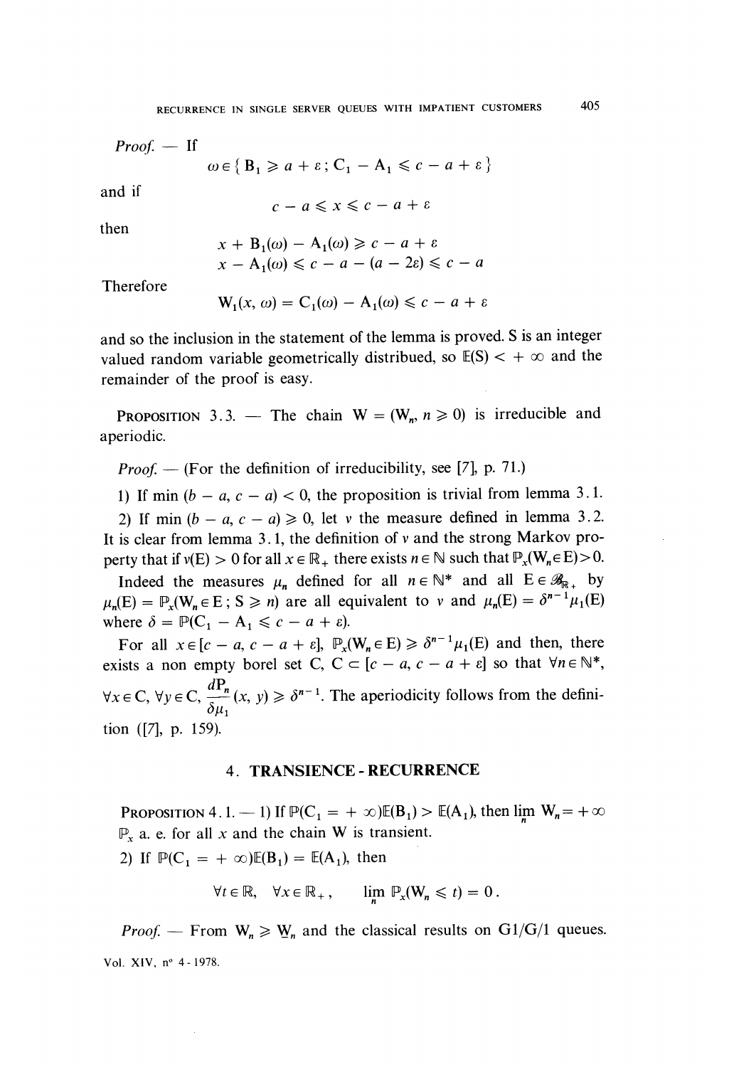*Proof.* — If

$$\omega \in \{ B_1 \geqslant a + \varepsilon ; C_1 - A_1 \leqslant c - a + \varepsilon \}$$

and if

$$c - a \leqslant x \leqslant c - a + \varepsilon$$

then

$$x + B_1(\omega) - A_1(\omega) \geqslant c - a + \varepsilon$$
$$x - A_1(\omega) \leqslant c - a - (a - 2\varepsilon) \leqslant c - a$$

Therefore

$$W_1(x, \omega) = C_1(\omega) - A_1(\omega) \leqslant c - a + \varepsilon$$

and so the inclusion in the statement of the lemma is proved. S is an integer valued random variable geometrically distribued, so $\mathbb{E}(S) < +\infty$ and the remainder of the proof is easy.

PROPOSITION 3.3. — The chain $W = (W_n, n \geqslant 0)$ is irreducible and aperiodic.

*Proof.* — (For the definition of irreducibility, see [7], p. 71.)

1) If $\min(b - a, c - a) < 0$, the proposition is trivial from lemma 3.1.

2) If $\min(b - a, c - a) \geqslant 0$, let $\nu$ the measure defined in lemma 3.2. It is clear from lemma 3.1, the definition of $\nu$ and the strong Markov property that if $\nu(E) > 0$ for all $x \in \mathbb{R}_+$ there exists $n \in \mathbb{N}$ such that $\mathbb{P}_x(W_n \in E) > 0$.

Indeed the measures $\mu_n$ defined for all $n \in \mathbb{N}^*$ and all $E \in \mathscr{B}_{\mathbb{R}_+}$ by $\mu_n(E) = \mathbb{P}_x(W_n \in E ; S \geqslant n)$ are all equivalent to $\nu$ and $\mu_n(E) = \delta^{n-1}\mu_1(E)$ where $\delta = \mathbb{P}(C_1 - A_1 \leqslant c - a + \varepsilon)$.

For all $x \in [c - a, c - a + \varepsilon]$, $\mathbb{P}_x(W_n \in E) \geqslant \delta^{n-1}\mu_1(E)$ and then, there exists a non empty borel set C, $C \subset [c - a, c - a + \varepsilon]$ so that $\forall n \in \mathbb{N}^*$, $\forall x \in C$, $\forall y \in C$, $\dfrac{dP_n}{\delta \mu_1}(x, y) \geqslant \delta^{n-1}$. The aperiodicity follows from the definition ([7], p. 159).

## 4. TRANSIENCE - RECURRENCE

PROPOSITION 4.1. — 1) If $\mathbb{P}(C_1 = +\infty)\mathbb{E}(B_1) > \mathbb{E}(A_1)$, then $\lim\limits_n W_n = +\infty$ $\mathbb{P}_x$ a. e. for all $x$ and the chain W is transient.

2) If $\mathbb{P}(C_1 = +\infty)\mathbb{E}(B_1) = \mathbb{E}(A_1)$, then

$$\forall t \in \mathbb{R}, \quad \forall x \in \mathbb{R}_+, \qquad \lim_n \mathbb{P}_x(W_n \leqslant t) = 0 .$$

*Proof.* — From $W_n \geqslant \underline{W}_n$ and the classical results on G1/G/1 queues.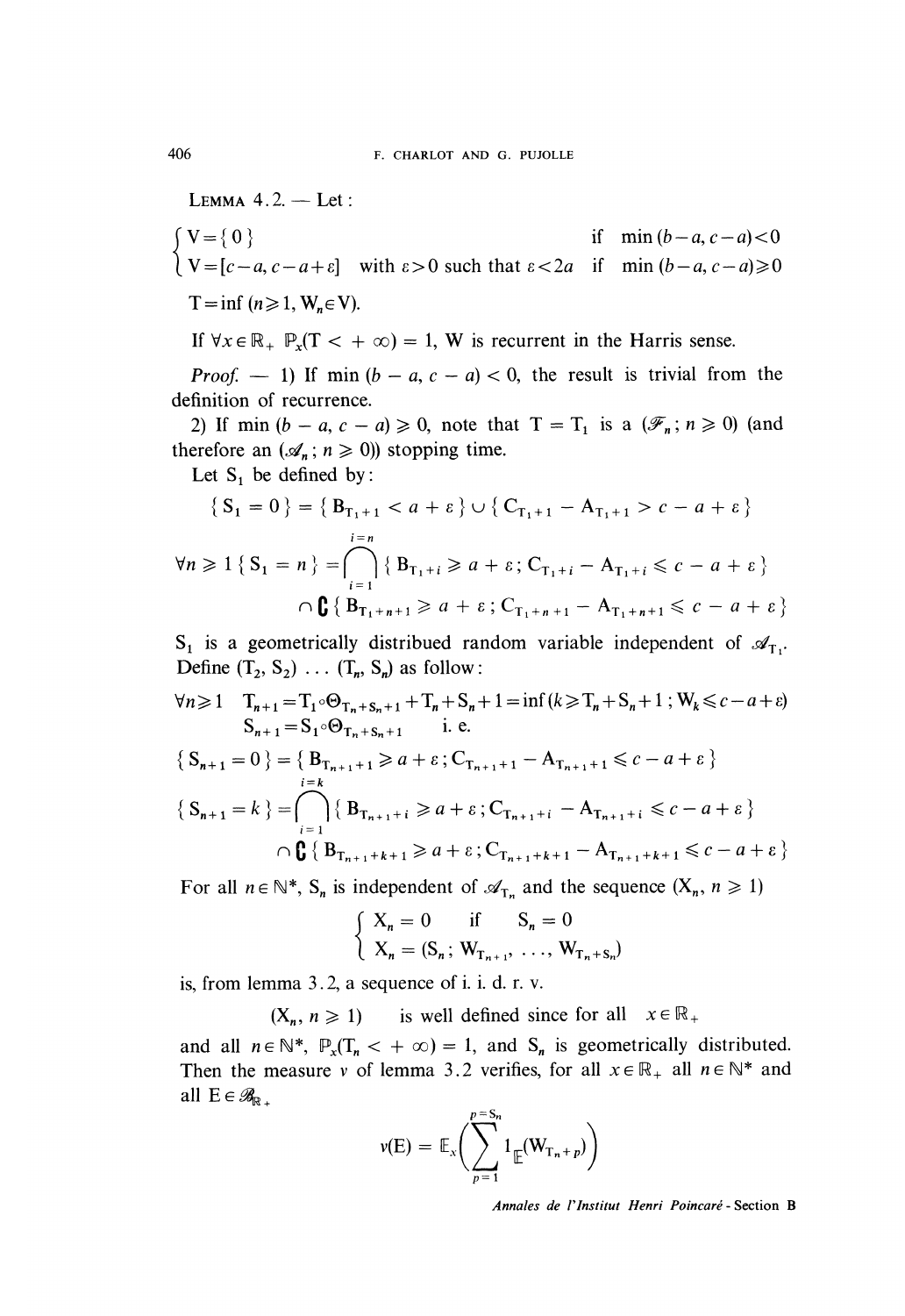LEMMA 4.2. — Let :

$$
\begin{cases} V=\{0\} & \text{if } \min(b-a, c-a)<0 \\ V=[c-a, c-a+\varepsilon] \text{ with } \varepsilon>0 \text{ such that } \varepsilon<2a & \text{if } \min(b-a, c-a)\geqslant 0 \end{cases}
$$

$T=\inf(n\geqslant 1, W_n\in V)$.

If $\forall x\in\mathbb{R}_+$ $\mathbb{P}_x(T<+\infty)=1$, W is recurrent in the Harris sense.

*Proof.* — 1) If $\min(b-a, c-a)<0$, the result is trivial from the definition of recurrence.

2) If $\min(b-a, c-a)\geqslant 0$, note that $T=T_1$ is a $(\mathscr{F}_n; n\geqslant 0)$ (and therefore an $(\mathscr{A}_n; n\geqslant 0)$) stopping time.

Let $S_1$ be defined by:

$$
\{S_1=0\}=\{B_{T_1+1}<a+\varepsilon\}\cup\{C_{T_1+1}-A_{T_1+1}>c-a+\varepsilon\}
$$

$$
\forall n\geqslant 1\ \{S_1=n\}=\bigcap_{i=1}^{i=n}\{B_{T_1+i}\geqslant a+\varepsilon; C_{T_1+i}-A_{T_1+i}\leqslant c-a+\varepsilon\}
$$
$$
\cap\, \complement\{B_{T_1+n+1}\geqslant a+\varepsilon; C_{T_1+n+1}-A_{T_1+n+1}\leqslant c-a+\varepsilon\}
$$

$S_1$ is a geometrically distribued random variable independent of $\mathscr{A}_{T_1}$. Define $(T_2, S_2)\ldots(T_n, S_n)$ as follow:

$$
\forall n\geqslant 1\quad T_{n+1}=T_1\circ\Theta_{T_n+S_n+1}+T_n+S_n+1=\inf(k\geqslant T_n+S_n+1; W_k\leqslant c-a+\varepsilon)
$$
$$
S_{n+1}=S_1\circ\Theta_{T_n+S_n+1}\quad \text{i. e.}
$$

$$
\{S_{n+1}=0\}=\{B_{T_{n+1}+1}\geqslant a+\varepsilon; C_{T_{n+1}+1}-A_{T_{n+1}+1}\leqslant c-a+\varepsilon\}
$$

$$
\{S_{n+1}=k\}=\bigcap_{i=1}^{i=k}\{B_{T_{n+1}+i}\geqslant a+\varepsilon; C_{T_{n+1}+i}-A_{T_{n+1}+i}\leqslant c-a+\varepsilon\}
$$
$$
\cap\,\complement\{B_{T_{n+1}+k+1}\geqslant a+\varepsilon; C_{T_{n+1}+k+1}-A_{T_{n+1}+k+1}\leqslant c-a+\varepsilon\}
$$

For all $n\in\mathbb{N}^*$, $S_n$ is independent of $\mathscr{A}_{T_n}$ and the sequence $(X_n, n\geqslant 1)$

$$
\begin{cases} X_n=0 & \text{if } S_n=0 \\ X_n=(S_n; W_{T_n+1}, \ldots, W_{T_n+S_n}) \end{cases}
$$

is, from lemma 3.2, a sequence of i. i. d. r. v.

$(X_n, n\geqslant 1)$ is well defined since for all $x\in\mathbb{R}_+$ and all $n\in\mathbb{N}^*$, $\mathbb{P}_x(T_n<+\infty)=1$, and $S_n$ is geometrically distributed. Then the measure $\nu$ of lemma 3.2 verifies, for all $x\in\mathbb{R}_+$ all $n\in\mathbb{N}^*$ and all $E\in\mathscr{B}_{\mathbb{R}_+}$

$$
\nu(E)=\mathbb{E}_x\left(\sum_{p=1}^{p=S_n}1_{E}(W_{T_n+p})\right)
$$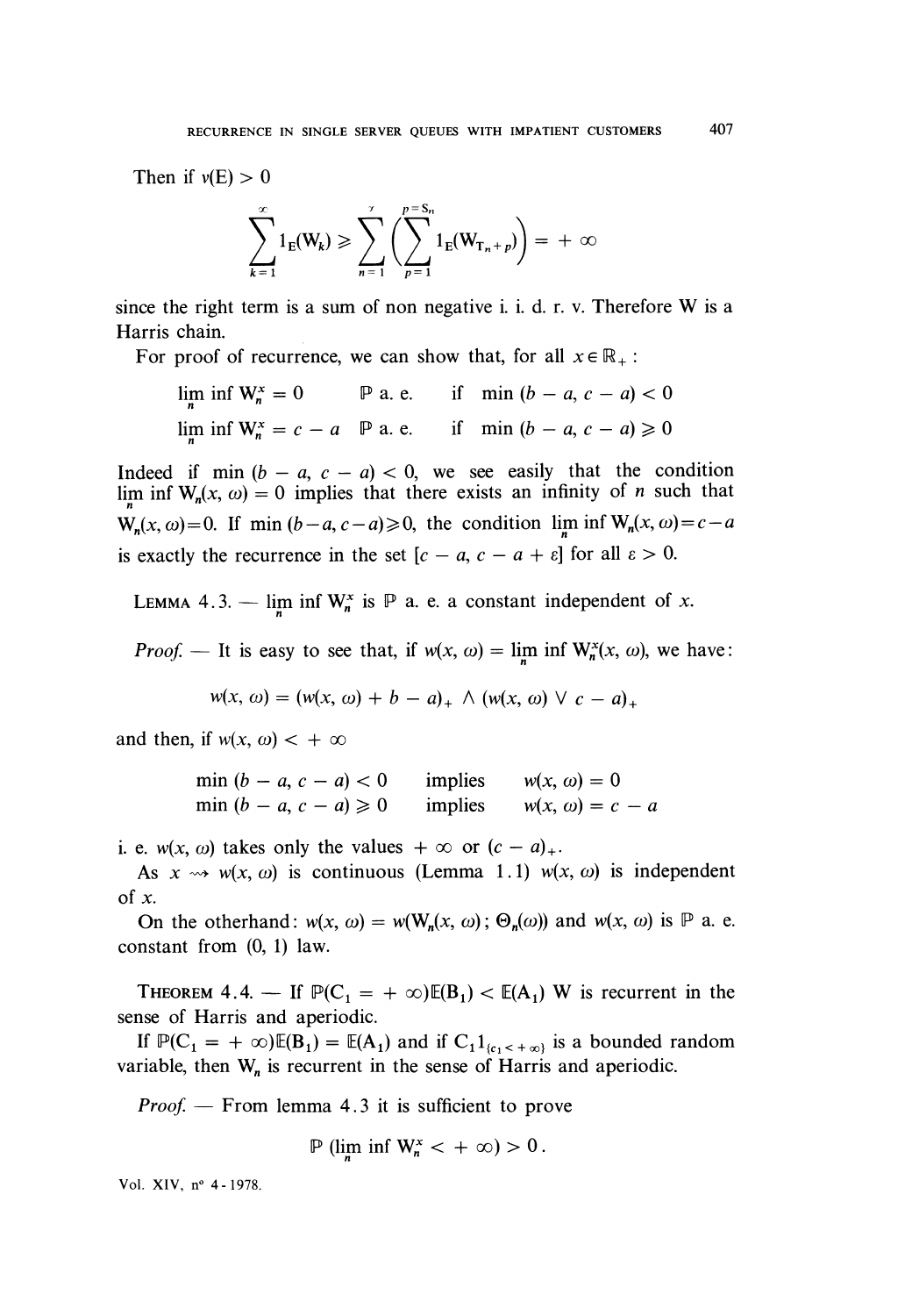Then if $\nu(E) > 0$

$$\sum_{k=1}^{\infty} 1_E(W_k) \geqslant \sum_{n=1}^{\infty} \left( \sum_{p=1}^{p=S_n} 1_E(W_{T_n+p}) \right) = +\infty$$

since the right term is a sum of non negative i. i. d. r. v. Therefore W is a Harris chain.

For proof of recurrence, we can show that, for all $x \in \mathbb{R}_+$ :

$$\liminf_n W_n^x = 0 \qquad \mathbb{P} \text{ a. e.} \qquad \text{if} \quad \min(b-a, c-a) < 0$$
$$\liminf_n W_n^x = c - a \quad \mathbb{P} \text{ a. e.} \qquad \text{if} \quad \min(b-a, c-a) \geqslant 0$$

Indeed if $\min(b-a, c-a) < 0$, we see easily that the condition $\liminf_n W_n(x, \omega) = 0$ implies that there exists an infinity of $n$ such that $W_n(x, \omega) = 0$. If $\min(b-a, c-a) \geqslant 0$, the condition $\liminf_n W_n(x, \omega) = c - a$ is exactly the recurrence in the set $[c-a, c-a+\varepsilon]$ for all $\varepsilon > 0$.

LEMMA 4.3. — $\liminf_n W_n^x$ is $\mathbb{P}$ a. e. a constant independent of $x$.

*Proof.* — It is easy to see that, if $w(x, \omega) = \liminf_n W_n^x(x, \omega)$, we have:

$$w(x, \omega) = (w(x, \omega) + b - a)_+ \wedge (w(x, \omega) \vee c - a)_+$$

and then, if $w(x, \omega) < +\infty$

$$\min(b-a, c-a) < 0 \quad \text{implies} \quad w(x, \omega) = 0$$
$$\min(b-a, c-a) \geqslant 0 \quad \text{implies} \quad w(x, \omega) = c - a$$

i. e. $w(x, \omega)$ takes only the values $+\infty$ or $(c-a)_+$.

As $x \rightsquigarrow w(x, \omega)$ is continuous (Lemma 1.1) $w(x, \omega)$ is independent of $x$.

On the otherhand: $w(x, \omega) = w(W_n(x, \omega); \Theta_n(\omega))$ and $w(x, \omega)$ is $\mathbb{P}$ a. e. constant from (0, 1) law.

THEOREM 4.4. — If $\mathbb{P}(C_1 = +\infty)\mathbb{E}(B_1) < \mathbb{E}(A_1)$ W is recurrent in the sense of Harris and aperiodic.

If $\mathbb{P}(C_1 = +\infty)\mathbb{E}(B_1) = \mathbb{E}(A_1)$ and if $C_1 1_{\{C_1 < +\infty\}}$ is a bounded random variable, then $W_n$ is recurrent in the sense of Harris and aperiodic.

*Proof.* — From lemma 4.3 it is sufficient to prove

$$\mathbb{P}(\liminf_n W_n^x < +\infty) > 0.$$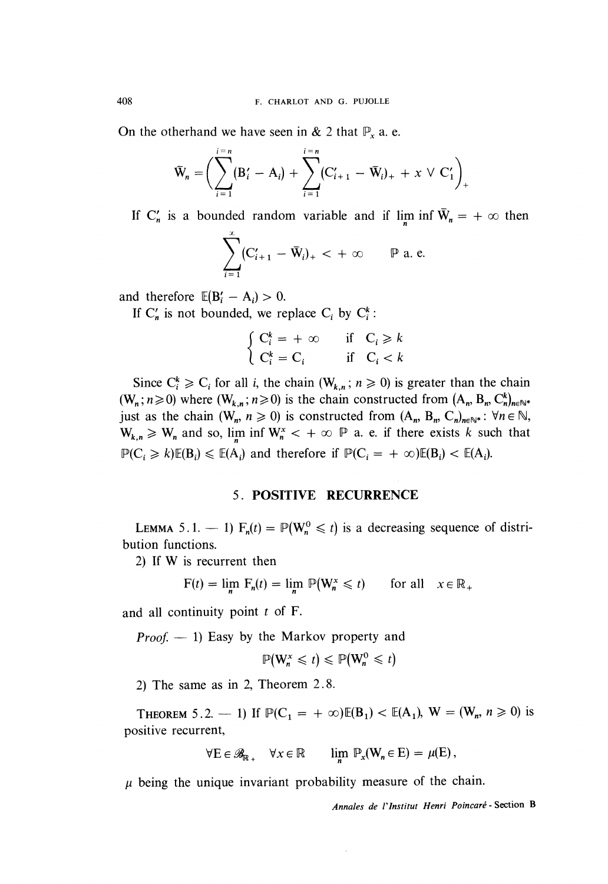On the otherhand we have seen in & 2 that $\mathbb{P}_x$ a. e.

$$\bar{W}_n = \left( \sum_{i=1}^{i=n} (B'_i - A_i) + \sum_{i=1}^{i=n} (C'_{i+1} - \bar{W}_i)_+ + x \vee C'_1 \right)_+$$

If $C'_n$ is a bounded random variable and if $\liminf_n \bar{W}_n = +\infty$ then

$$\sum_{i=1}^{\infty} (C'_{i+1} - \bar{W}_i)_+ < +\infty \qquad \mathbb{P} \text{ a. e.}$$

and therefore $\mathbb{E}(B'_i - A_i) > 0$.

If $C'_n$ is not bounded, we replace $C_i$ by $C^k_i$:

$$\begin{cases} C^k_i = +\infty & \text{if } C_i \geqslant k \\ C^k_i = C_i & \text{if } C_i < k \end{cases}$$

Since $C^k_i \geqslant C_i$ for all $i$, the chain $(W_{k,n}\,;\, n \geqslant 0)$ is greater than the chain $(W_n\,; n \geqslant 0)$ where $(W_{k,n}\,; n \geqslant 0)$ is the chain constructed from $(A_n, B_n, C^k_n)_{n \in \mathbb{N}^*}$ just as the chain $(W_n, n \geqslant 0)$ is constructed from $(A_n, B_n, C_n)_{n \in \mathbb{N}^*}$: $\forall n \in \mathbb{N}$, $W_{k,n} \geqslant W_n$ and so, $\liminf_n W^x_n < +\infty$ $\mathbb{P}$ a. e. if there exists $k$ such that $\mathbb{P}(C_i \geqslant k)\mathbb{E}(B_i) \leqslant \mathbb{E}(A_i)$ and therefore if $\mathbb{P}(C_i = +\infty)\mathbb{E}(B_i) < \mathbb{E}(A_i)$.

## 5. POSITIVE RECURRENCE

LEMMA 5.1. — 1) $F_n(t) = \mathbb{P}(W^0_n \leqslant t)$ is a decreasing sequence of distribution functions.

2) If W is recurrent then

$$F(t) = \lim_n F_n(t) = \lim_n \mathbb{P}(W^x_n \leqslant t) \qquad \text{for all } x \in \mathbb{R}_+$$

and all continuity point $t$ of F.

*Proof.* — 1) Easy by the Markov property and

$$\mathbb{P}(W^x_n \leqslant t) \leqslant \mathbb{P}(W^0_n \leqslant t)$$

2) The same as in 2, Theorem 2.8.

THEOREM 5.2. — 1) If $\mathbb{P}(C_1 = +\infty)\mathbb{E}(B_1) < \mathbb{E}(A_1)$, $W = (W_n, n \geqslant 0)$ is positive recurrent,

$$\forall E \in \mathscr{B}_{\mathbb{R}_+} \quad \forall x \in \mathbb{R} \qquad \lim_n \mathbb{P}_x(W_n \in E) = \mu(E),$$

$\mu$ being the unique invariant probability measure of the chain.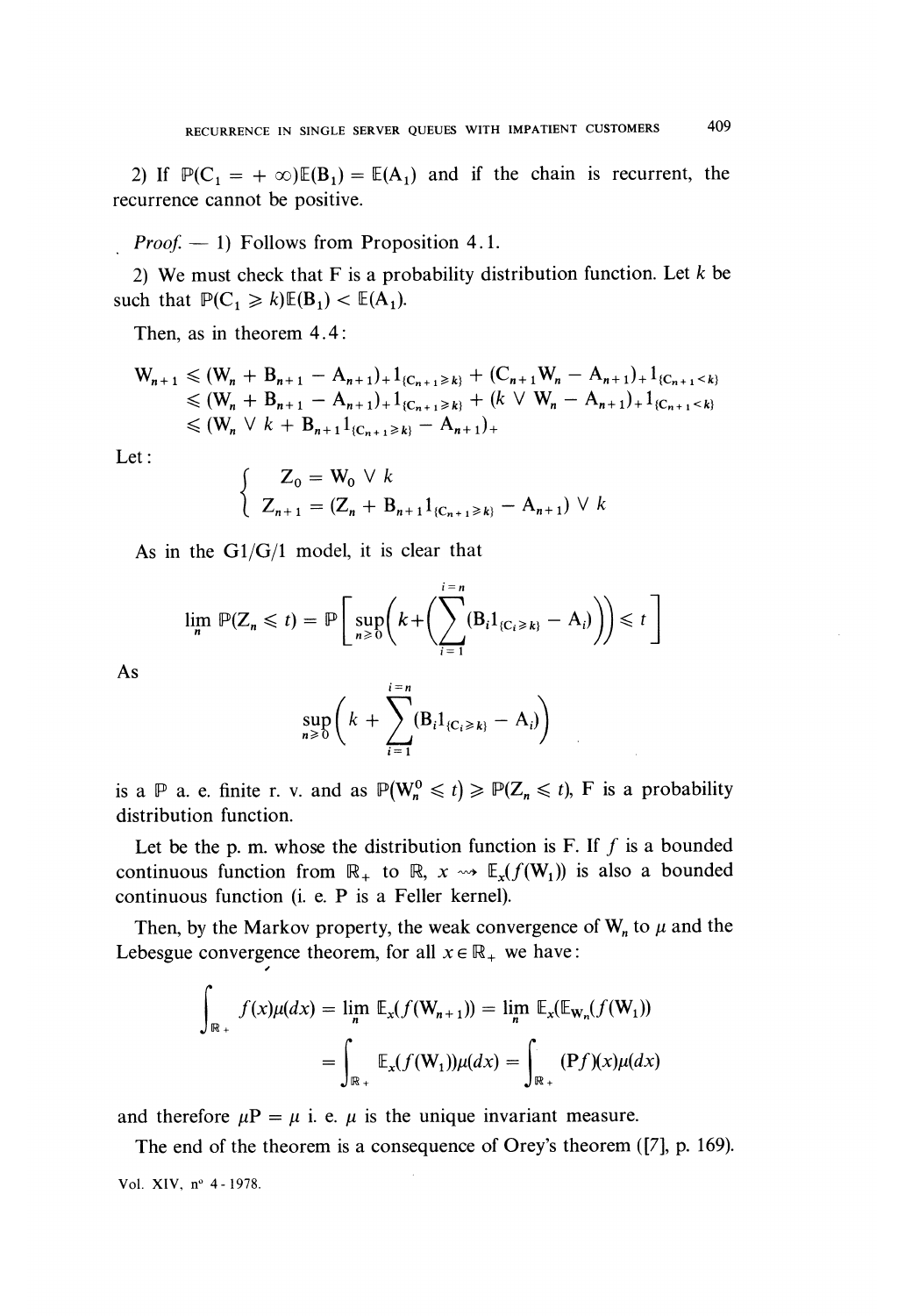2) If $\mathbb{P}(C_1 = +\infty)\mathbb{E}(B_1) = \mathbb{E}(A_1)$ and if the chain is recurrent, the recurrence cannot be positive.

*Proof.* — 1) Follows from Proposition 4.1.

2) We must check that F is a probability distribution function. Let $k$ be such that $\mathbb{P}(C_1 \geqslant k)\mathbb{E}(B_1) < \mathbb{E}(A_1)$.

Then, as in theorem 4.4:

$$
\begin{aligned}
W_{n+1} &\leqslant (W_n + B_{n+1} - A_{n+1})_+ 1_{\{C_{n+1} \geqslant k\}} + (C_{n+1} W_n - A_{n+1})_+ 1_{\{C_{n+1} < k\}} \\
&\leqslant (W_n + B_{n+1} - A_{n+1})_+ 1_{\{C_{n+1} \geqslant k\}} + (k \vee W_n - A_{n+1})_+ 1_{\{C_{n+1} < k\}} \\
&\leqslant (W_n \vee k + B_{n+1} 1_{\{C_{n+1} \geqslant k\}} - A_{n+1})_+
\end{aligned}
$$

Let:

$$
\begin{cases}
Z_0 = W_0 \vee k \\
Z_{n+1} = (Z_n + B_{n+1} 1_{\{C_{n+1} \geqslant k\}} - A_{n+1}) \vee k
\end{cases}
$$

As in the G1/G/1 model, it is clear that

$$
\lim_n \mathbb{P}(Z_n \leqslant t) = \mathbb{P}\left[\sup_{n \geqslant 0}\left(k + \left(\sum_{i=1}^{i=n} (B_i 1_{\{C_i \geqslant k\}} - A_i)\right)\right) \leqslant t\right]
$$

As

$$
\sup_{n \geqslant 0}\left(k + \sum_{i=1}^{i=n} (B_i 1_{\{C_i \geqslant k\}} - A_i)\right)
$$

is a $\mathbb{P}$ a. e. finite r. v. and as $\mathbb{P}(W_n^0 \leqslant t) \geqslant \mathbb{P}(Z_n \leqslant t)$, F is a probability distribution function.

Let be the p. m. whose the distribution function is F. If $f$ is a bounded continuous function from $\mathbb{R}_+$ to $\mathbb{R}$, $x \rightsquigarrow \mathbb{E}_x(f(W_1))$ is also a bounded continuous function (i. e. P is a Feller kernel).

Then, by the Markov property, the weak convergence of $W_n$ to $\mu$ and the Lebesgue convergence theorem, for all $x \in \mathbb{R}_+$ we have:

$$
\begin{aligned}
\int_{\mathbb{R}_+} f(x)\mu(dx) &= \lim_n \mathbb{E}_x(f(W_{n+1})) = \lim_n \mathbb{E}_x(\mathbb{E}_{W_n}(f(W_1)) \\
&= \int_{\mathbb{R}_+} \mathbb{E}_x(f(W_1))\mu(dx) = \int_{\mathbb{R}_+} (Pf)(x)\mu(dx)
\end{aligned}
$$

and therefore $\mu P = \mu$ i. e. $\mu$ is the unique invariant measure.

The end of the theorem is a consequence of Orey's theorem ([7], p. 169).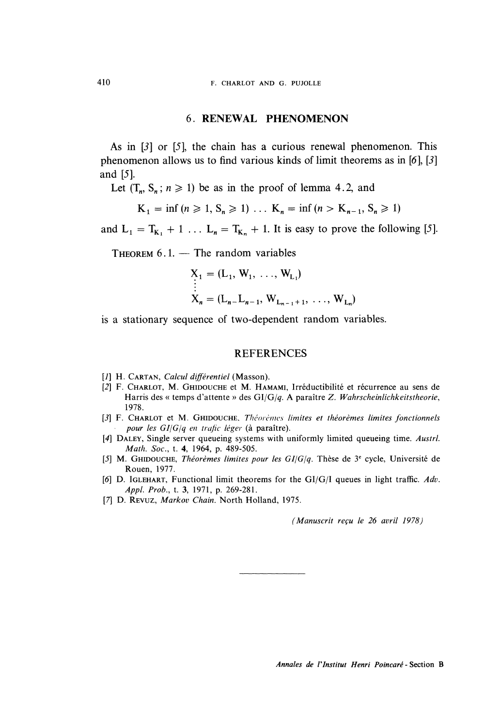## 6. RENEWAL PHENOMENON

As in [3] or [5], the chain has a curious renewal phenomenon. This phenomenon allows us to find various kinds of limit theorems as in [6], [3] and [5].

Let $(T_n, S_n ; n \geqslant 1)$ be as in the proof of lemma 4.2, and

$$K_1 = \inf (n \geqslant 1, S_n \geqslant 1) \ldots K_n = \inf (n > K_{n-1}, S_n \geqslant 1)$$

and $L_1 = T_{K_1} + 1 \ldots L_n = T_{K_n} + 1$. It is easy to prove the following [5].

THEOREM 6.1. — The random variables

$$X_1 = (L_1, W_1, \ldots, W_{L_1})$$
$$\vdots$$
$$X_n = (L_n - L_{n-1}, W_{L_{n-1}+1}, \ldots, W_{L_n})$$

is a stationary sequence of two-dependent random variables.

## REFERENCES

[1] H. CARTAN, *Calcul différentiel* (Masson).

[2] F. CHARLOT, M. GHIDOUCHE et M. HAMAMI, Irréductibilité et récurrence au sens de Harris des « temps d'attente » des GI/G/q. A paraître *Z. Wahrscheinlichkeitstheorie*, 1978.

[3] F. CHARLOT et M. GHIDOUCHE, *Théorèmes limites et théorèmes limites fonctionnels pour les GI/G/q en trafic léger* (à paraître).

[4] DALEY, Single server queueing systems with uniformly limited queueing time. *Austrl. Math. Soc.*, t. **4**, 1964, p. 489-505.

[5] M. GHIDOUCHE, *Théorèmes limites pour les GI/G/q*. Thèse de 3e cycle, Université de Rouen, 1977.

[6] D. IGLEHART, Functional limit theorems for the GI/G/I queues in light traffic. *Adv. Appl. Prob.*, t. **3**, 1971, p. 269-281.

[7] D. REVUZ, *Markov Chain*. North Holland, 1975.

*(Manuscrit reçu le 26 avril 1978)*